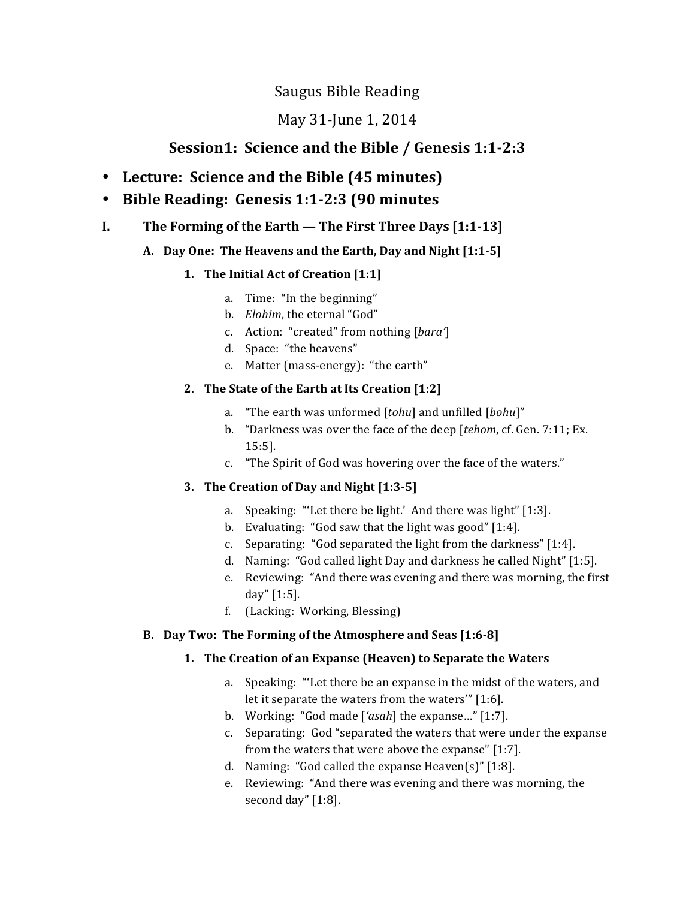Saugus Bible Reading

May 31-June 1, 2014

## Session1: Science and the Bible / Genesis 1:1-2:3

- **Lecture: Science and the Bible (45 minutes)**
- **Bible Reading: Genesis 1:1-2:3 (90 minutes**

### I. The Forming of the Earth — The First Three Days [1:1-13]

#### A. Day One: The Heavens and the Earth, Day and Night [1:1-5]

**1. The Initial Act of Creation [1:1]**

a. Time: "In the beginning"
b. *Elohim*, the eternal "God"
c. Action: "created" from nothing [*bara'*]
d. Space: "the heavens"
e. Matter (mass-energy): "the earth"

**2. The State of the Earth at Its Creation [1:2]**

a. "The earth was unformed [*tohu*] and unfilled [*bohu*]"
b. "Darkness was over the face of the deep [*tehom*, cf. Gen. 7:11; Ex. 15:5].
c. "The Spirit of God was hovering over the face of the waters."

**3. The Creation of Day and Night [1:3-5]**

a. Speaking: "'Let there be light.' And there was light" [1:3].
b. Evaluating: "God saw that the light was good" [1:4].
c. Separating: "God separated the light from the darkness" [1:4].
d. Naming: "God called light Day and darkness he called Night" [1:5].
e. Reviewing: "And there was evening and there was morning, the first day" [1:5].
f. (Lacking: Working, Blessing)

#### B. Day Two: The Forming of the Atmosphere and Seas [1:6-8]

**1. The Creation of an Expanse (Heaven) to Separate the Waters**

a. Speaking: "'Let there be an expanse in the midst of the waters, and let it separate the waters from the waters'" [1:6].
b. Working: "God made [*'asah*] the expanse…" [1:7].
c. Separating: God "separated the waters that were under the expanse from the waters that were above the expanse" [1:7].
d. Naming: "God called the expanse Heaven(s)" [1:8].
e. Reviewing: "And there was evening and there was morning, the second day" [1:8].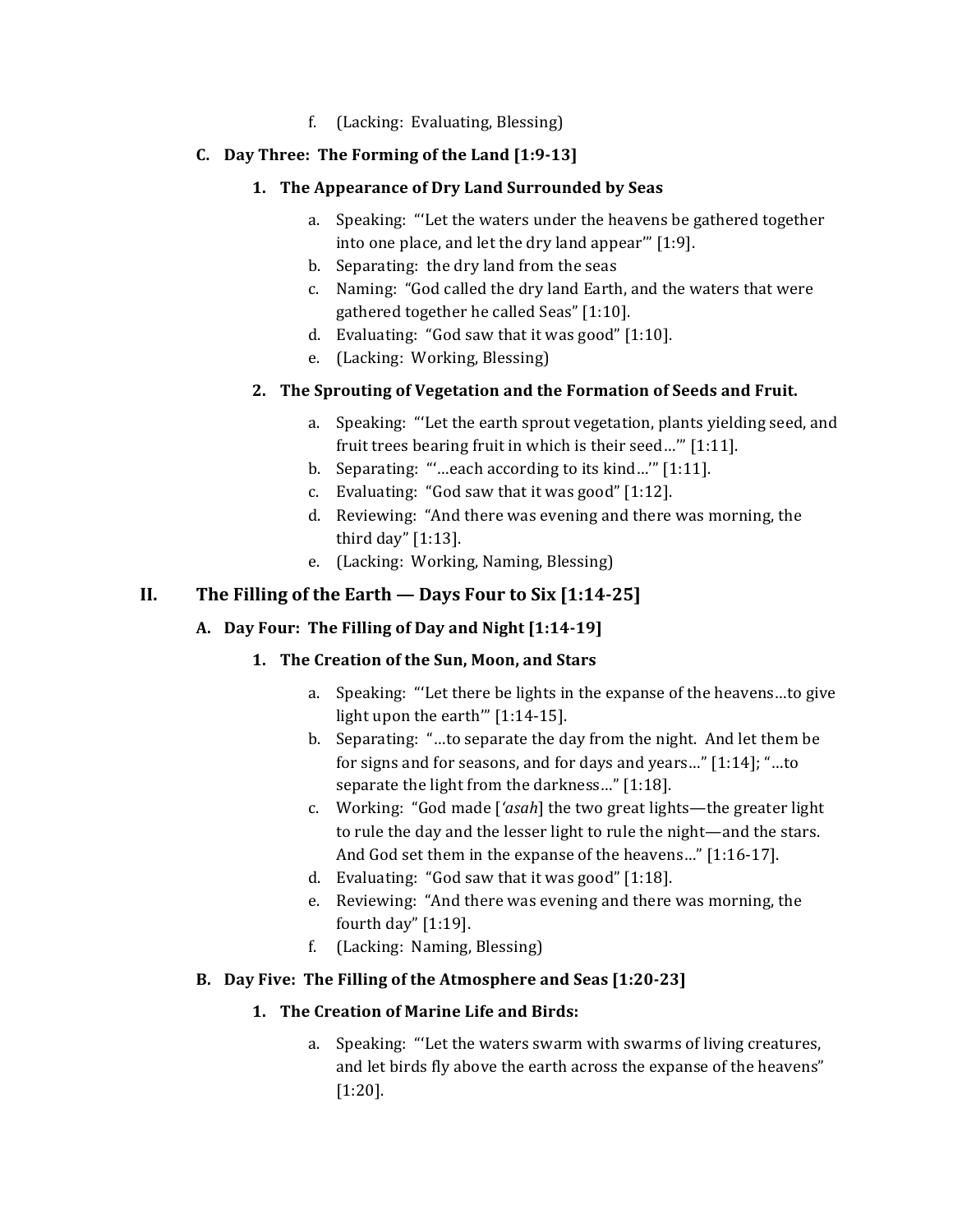f. (Lacking: Evaluating, Blessing)

### C. Day Three: The Forming of the Land [1:9-13]

#### 1. The Appearance of Dry Land Surrounded by Seas

a. Speaking: "'Let the waters under the heavens be gathered together into one place, and let the dry land appear'" [1:9].
b. Separating: the dry land from the seas
c. Naming: "God called the dry land Earth, and the waters that were gathered together he called Seas" [1:10].
d. Evaluating: "God saw that it was good" [1:10].
e. (Lacking: Working, Blessing)

#### 2. The Sprouting of Vegetation and the Formation of Seeds and Fruit.

a. Speaking: "'Let the earth sprout vegetation, plants yielding seed, and fruit trees bearing fruit in which is their seed…'" [1:11].
b. Separating: "'…each according to its kind…'" [1:11].
c. Evaluating: "God saw that it was good" [1:12].
d. Reviewing: "And there was evening and there was morning, the third day" [1:13].
e. (Lacking: Working, Naming, Blessing)

## II. The Filling of the Earth — Days Four to Six [1:14-25]

### A. Day Four: The Filling of Day and Night [1:14-19]

#### 1. The Creation of the Sun, Moon, and Stars

a. Speaking: "'Let there be lights in the expanse of the heavens…to give light upon the earth'" [1:14-15].
b. Separating: "…to separate the day from the night. And let them be for signs and for seasons, and for days and years…" [1:14]; "…to separate the light from the darkness…" [1:18].
c. Working: "God made [*'asah*] the two great lights—the greater light to rule the day and the lesser light to rule the night—and the stars. And God set them in the expanse of the heavens…" [1:16-17].
d. Evaluating: "God saw that it was good" [1:18].
e. Reviewing: "And there was evening and there was morning, the fourth day" [1:19].
f. (Lacking: Naming, Blessing)

### B. Day Five: The Filling of the Atmosphere and Seas [1:20-23]

#### 1. The Creation of Marine Life and Birds:

a. Speaking: "'Let the waters swarm with swarms of living creatures, and let birds fly above the earth across the expanse of the heavens" [1:20].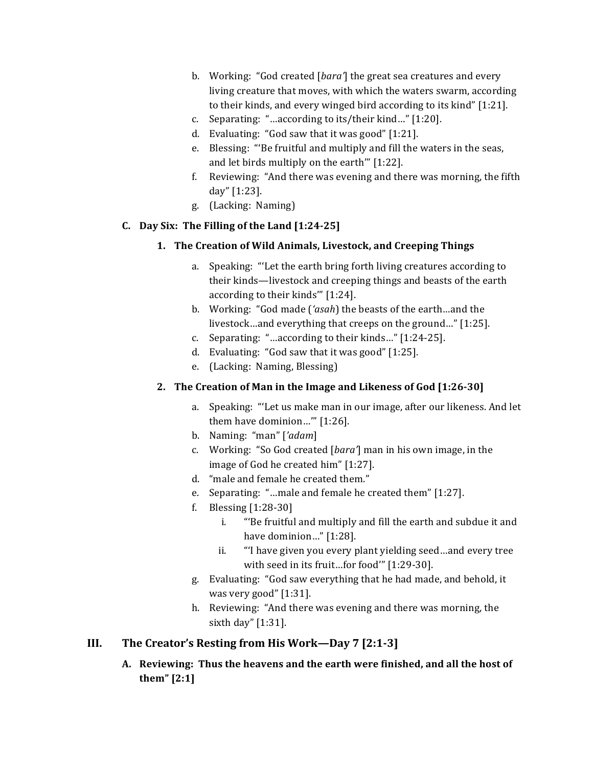b. Working: "God created [*bara'*] the great sea creatures and every living creature that moves, with which the waters swarm, according to their kinds, and every winged bird according to its kind" [1:21].
c. Separating: "…according to its/their kind…" [1:20].
d. Evaluating: "God saw that it was good" [1:21].
e. Blessing: "'Be fruitful and multiply and fill the waters in the seas, and let birds multiply on the earth'" [1:22].
f. Reviewing: "And there was evening and there was morning, the fifth day" [1:23].
g. (Lacking: Naming)

### C. Day Six: The Filling of the Land [1:24-25]

#### 1. The Creation of Wild Animals, Livestock, and Creeping Things

a. Speaking: "'Let the earth bring forth living creatures according to their kinds—livestock and creeping things and beasts of the earth according to their kinds'" [1:24].
b. Working: "God made (*'asah*) the beasts of the earth…and the livestock…and everything that creeps on the ground…" [1:25].
c. Separating: "…according to their kinds…" [1:24-25].
d. Evaluating: "God saw that it was good" [1:25].
e. (Lacking: Naming, Blessing)

#### 2. The Creation of Man in the Image and Likeness of God [1:26-30]

a. Speaking: "'Let us make man in our image, after our likeness. And let them have dominion…'" [1:26].
b. Naming: "man" [*'adam*]
c. Working: "So God created [*bara'*] man in his own image, in the image of God he created him" [1:27].
d. "male and female he created them."
e. Separating: "…male and female he created them" [1:27].
f. Blessing [1:28-30]
    i. "'Be fruitful and multiply and fill the earth and subdue it and have dominion…" [1:28].
    ii. "'I have given you every plant yielding seed…and every tree with seed in its fruit…for food'" [1:29-30].
g. Evaluating: "God saw everything that he had made, and behold, it was very good" [1:31].
h. Reviewing: "And there was evening and there was morning, the sixth day" [1:31].

## III. The Creator's Resting from His Work—Day 7 [2:1-3]

### A. Reviewing: Thus the heavens and the earth were finished, and all the host of them" [2:1]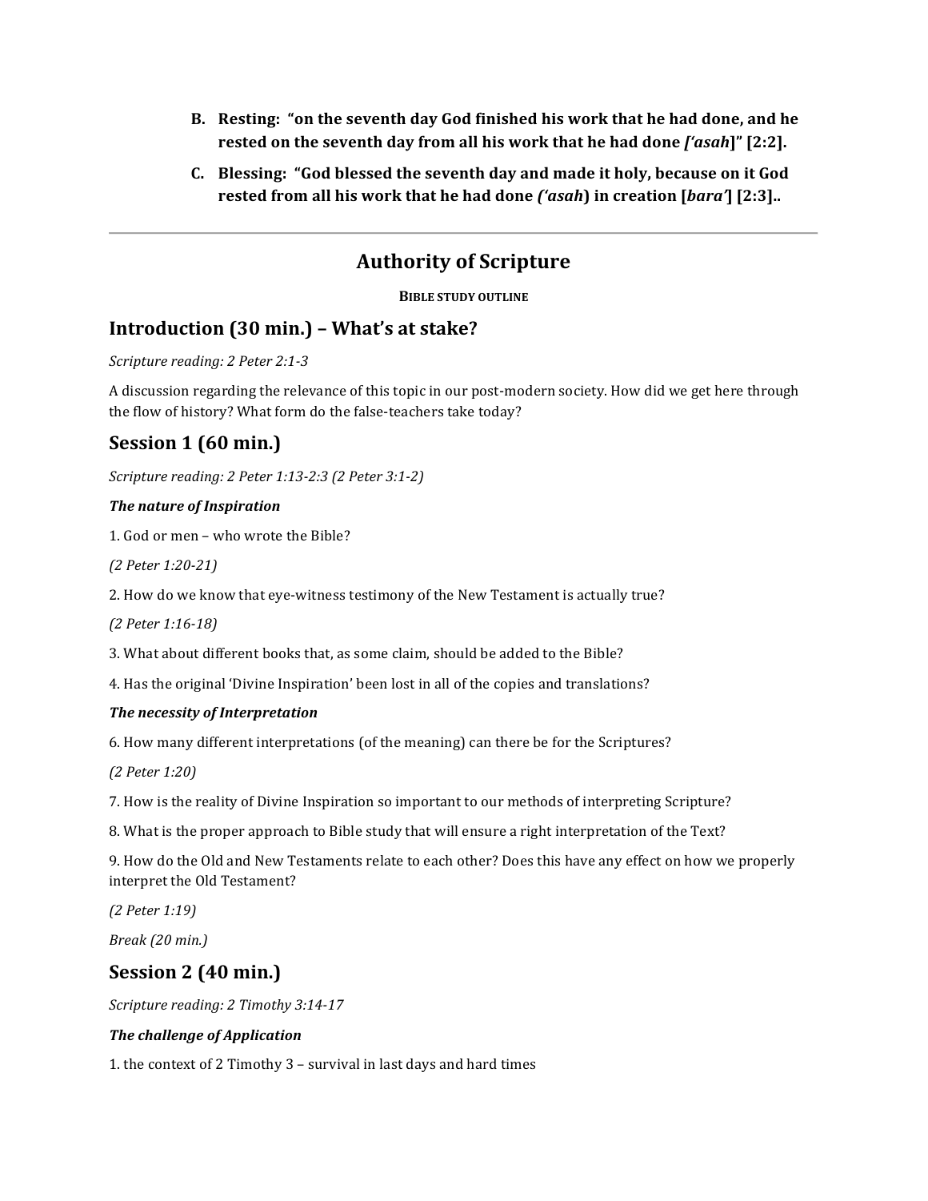B. **Resting: "on the seventh day God finished his work that he had done, and he rested on the seventh day from all his work that he had done [*'asah*]" [2:2].**

C. **Blessing: "God blessed the seventh day and made it holy, because on it God rested from all his work that he had done *('asah*) in creation [*bara'*] [2:3]..**

---

## Authority of Scripture

**BIBLE STUDY OUTLINE**

### Introduction (30 min.) – What's at stake?

*Scripture reading: 2 Peter 2:1-3*

A discussion regarding the relevance of this topic in our post-modern society. How did we get here through the flow of history? What form do the false-teachers take today?

### Session 1 (60 min.)

*Scripture reading: 2 Peter 1:13-2:3 (2 Peter 3:1-2)*

***The nature of Inspiration***

1. God or men – who wrote the Bible?

*(2 Peter 1:20-21)*

2. How do we know that eye-witness testimony of the New Testament is actually true?

*(2 Peter 1:16-18)*

3. What about different books that, as some claim, should be added to the Bible?

4. Has the original 'Divine Inspiration' been lost in all of the copies and translations?

***The necessity of Interpretation***

6. How many different interpretations (of the meaning) can there be for the Scriptures?

*(2 Peter 1:20)*

7. How is the reality of Divine Inspiration so important to our methods of interpreting Scripture?

8. What is the proper approach to Bible study that will ensure a right interpretation of the Text?

9. How do the Old and New Testaments relate to each other? Does this have any effect on how we properly interpret the Old Testament?

*(2 Peter 1:19)*

*Break (20 min.)*

### Session 2 (40 min.)

*Scripture reading: 2 Timothy 3:14-17*

***The challenge of Application***

1. the context of 2 Timothy 3 – survival in last days and hard times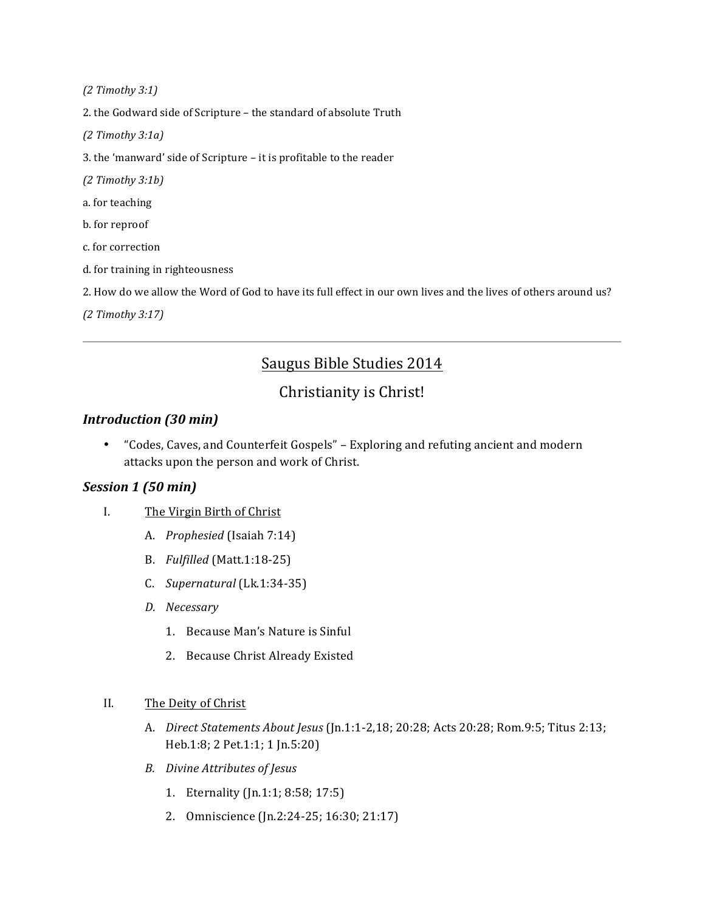*(2 Timothy 3:1)*

2. the Godward side of Scripture – the standard of absolute Truth

*(2 Timothy 3:1a)*

3. the 'manward' side of Scripture – it is profitable to the reader

*(2 Timothy 3:1b)*

a. for teaching

b. for reproof

c. for correction

d. for training in righteousness

2. How do we allow the Word of God to have its full effect in our own lives and the lives of others around us?

*(2 Timothy 3:17)*

---

## Saugus Bible Studies 2014

## Christianity is Christ!

### *Introduction (30 min)*

- "Codes, Caves, and Counterfeit Gospels" – Exploring and refuting ancient and modern attacks upon the person and work of Christ.

### *Session 1 (50 min)*

I. The Virgin Birth of Christ

   A. *Prophesied* (Isaiah 7:14)

   B. *Fulfilled* (Matt.1:18-25)

   C. *Supernatural* (Lk.1:34-35)

   D. *Necessary*

      1. Because Man's Nature is Sinful

      2. Because Christ Already Existed

II. The Deity of Christ

   A. *Direct Statements About Jesus* (Jn.1:1-2,18; 20:28; Acts 20:28; Rom.9:5; Titus 2:13; Heb.1:8; 2 Pet.1:1; 1 Jn.5:20)

   B. *Divine Attributes of Jesus*

      1. Eternality (Jn.1:1; 8:58; 17:5)

      2. Omniscience (Jn.2:24-25; 16:30; 21:17)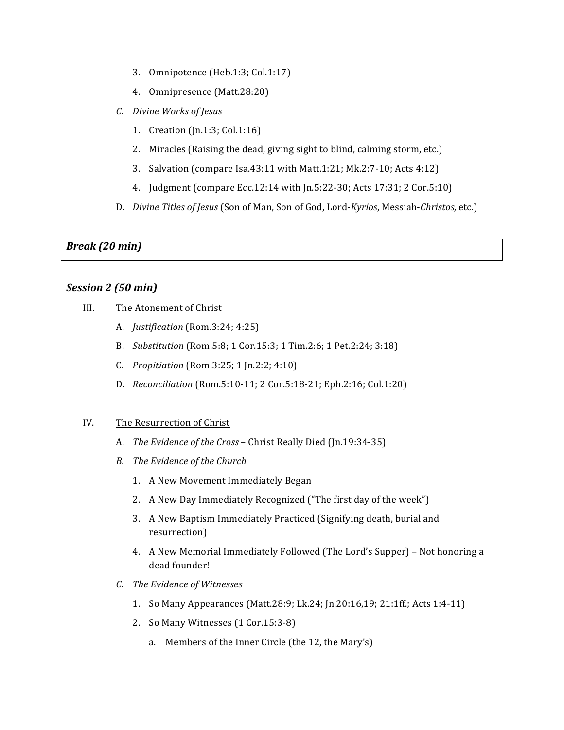3. Omnipotence (Heb.1:3; Col.1:17)
4. Omnipresence (Matt.28:20)

C. *Divine Works of Jesus*

1. Creation (Jn.1:3; Col.1:16)
2. Miracles (Raising the dead, giving sight to blind, calming storm, etc.)
3. Salvation (compare Isa.43:11 with Matt.1:21; Mk.2:7-10; Acts 4:12)
4. Judgment (compare Ecc.12:14 with Jn.5:22-30; Acts 17:31; 2 Cor.5:10)

D. *Divine Titles of Jesus* (Son of Man, Son of God, Lord-*Kyrios*, Messiah-*Christos,* etc.)

***Break (20 min)***

## *Session 2 (50 min)*

III. The Atonement of Christ

A. *Justification* (Rom.3:24; 4:25)

B. *Substitution* (Rom.5:8; 1 Cor.15:3; 1 Tim.2:6; 1 Pet.2:24; 3:18)

C. *Propitiation* (Rom.3:25; 1 Jn.2:2; 4:10)

D. *Reconciliation* (Rom.5:10-11; 2 Cor.5:18-21; Eph.2:16; Col.1:20)

IV. The Resurrection of Christ

A. *The Evidence of the Cross* – Christ Really Died (Jn.19:34-35)

B. *The Evidence of the Church*

1. A New Movement Immediately Began
2. A New Day Immediately Recognized ("The first day of the week")
3. A New Baptism Immediately Practiced (Signifying death, burial and resurrection)
4. A New Memorial Immediately Followed (The Lord's Supper) – Not honoring a dead founder!

C. *The Evidence of Witnesses*

1. So Many Appearances (Matt.28:9; Lk.24; Jn.20:16,19; 21:1ff.; Acts 1:4-11)
2. So Many Witnesses (1 Cor.15:3-8)
   a. Members of the Inner Circle (the 12, the Mary's)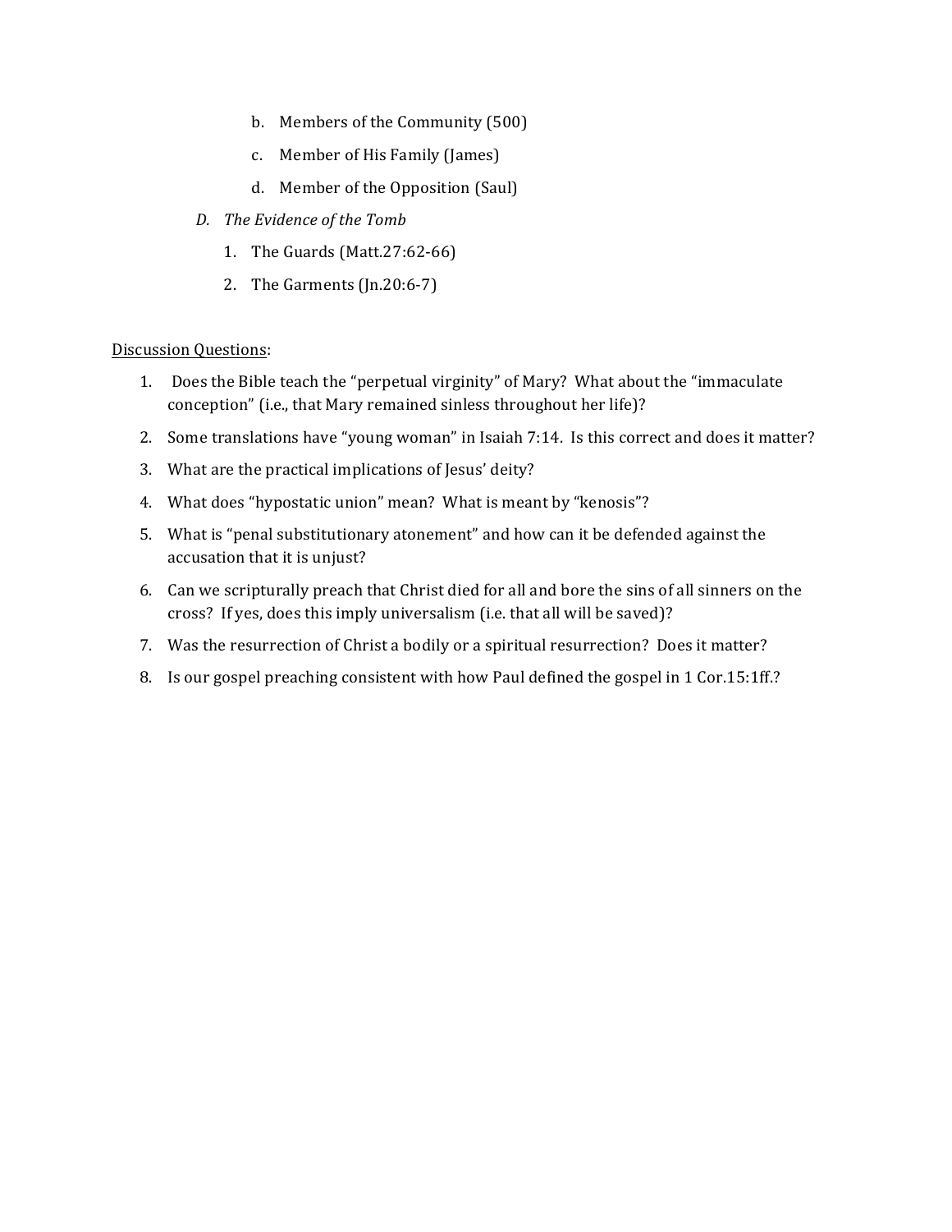b. Members of the Community (500)

c. Member of His Family (James)

d. Member of the Opposition (Saul)

*D. The Evidence of the Tomb*

1. The Guards (Matt.27:62-66)
2. The Garments (Jn.20:6-7)

<u>Discussion Questions</u>:

1. Does the Bible teach the "perpetual virginity" of Mary? What about the "immaculate conception" (i.e., that Mary remained sinless throughout her life)?
2. Some translations have "young woman" in Isaiah 7:14. Is this correct and does it matter?
3. What are the practical implications of Jesus' deity?
4. What does "hypostatic union" mean? What is meant by "kenosis"?
5. What is "penal substitutionary atonement" and how can it be defended against the accusation that it is unjust?
6. Can we scripturally preach that Christ died for all and bore the sins of all sinners on the cross? If yes, does this imply universalism (i.e. that all will be saved)?
7. Was the resurrection of Christ a bodily or a spiritual resurrection? Does it matter?
8. Is our gospel preaching consistent with how Paul defined the gospel in 1 Cor.15:1ff.?